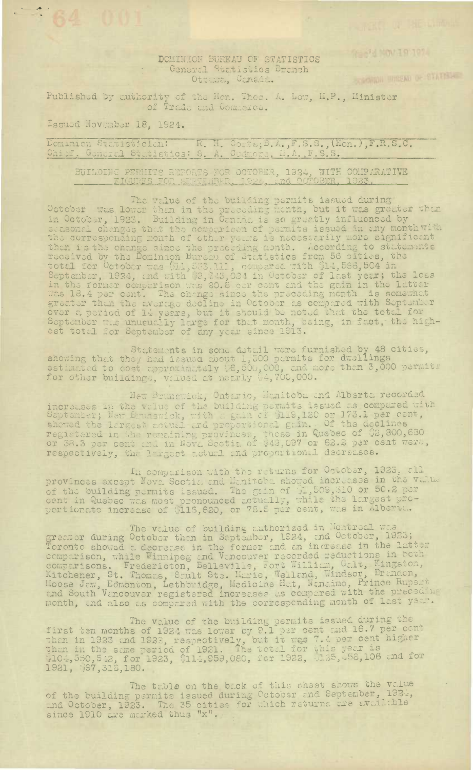DOMINION BUREAU OF STATISTICS
General Statistics Branch
Ottawa, Canada.

Published by authority of the Hon. Thos. A. Low, M.P., Minister of Trade and Commerce.

Issued November 18, 1924.

Dominion Statistician: R. H. Coats, B.A., F.S.S., (Hon.), F.R.S.C.
Chief, General Statistics: S. A. Cudmore, M.A., F.S.S.

## BUILDING PERMITS REPORTS FOR OCTOBER, 1924, WITH COMPARATIVE FIGURES FOR SEPTEMBER, 1924, and OCTOBER, 1923.

The value of the building permits issued during October was lower than in the preceding month, but it was greater than in October, 1923. Building in Canada is so greatly influenced by seasonal changes that the comparison of permits issued in any month with the corresponding month of other years is necessarily more significant than is the change since the preceding month. According to statements received by the Dominion Bureau of Statistics from 56 cities, the total for October was $11,533,111, compared with $14,566,504 in September, 1924, and with $9,743,084 in October of last year; the loss in the former comparison was 20.8 per cent and the gain in the latter was 18.4 per cent. The change since the preceding month is somewhat greater than the average decline in October as compared with September over a period of 14 years, but it should be noted that the total for September was unusually large for that month, being, in fact, the highest total for September of any year since 1913.

Statements in some detail were furnished by 48 cities, showing that they had issued about 1,300 permits for dwellings estimated to cost approximately $6,500,000, and more than 3,000 permits for other buildings, valued at nearly $4,700,000.

New Brunswick, Ontario, Manitoba and Alberta recorded increases in the value of the building permits issued as compared with September; New Brunswick, with a gain of $119,120 or 173.1 per cent, showed the largest actual and proportional gain. Of the declines registered in the remaining provinces, those in Quebec of $3,300,630 or 38.3 per cent and in Nova Scotia of $49,097 or 62.8 per cent were, respectively, the largest actual and proportional decreases.

In comparison with the returns for October, 1923, all provinces except Nova Scotia and Manitoba showed increases in the value of the building permits issued. The gain of $1,809,810 or 50.2 per cent in Quebec was most pronounced actually, while the largest proportionate increase of $116,620, or 78.5 per cent, was in Alberta.

The value of building authorized in Montreal was greater during October than in September, 1924, and October, 1923; Toronto showed a decrease in the former and an increase in the latter comparison, while Winnipeg and Vancouver recorded reductions in both comparisons. Fredericton, Belleville, Fort William, Galt, Kingston, Kitchener, St. Thomas, Sault Ste. Marie, Welland, Windsor, Brandon, Moose Jaw, Edmonton, Lethbridge, Medicine Hat, Nanaimo, Prince Rupert and South Vancouver registered increases as compared with the preceding month, and also as compared with the corresponding month of last year.

The value of the building permits issued during the first ten months of 1924 was lower by 9.1 per cent and 16.7 per cent than in 1923 and 1922, respectively, but it was 7.4 per cent higher than in the same period of 1921. The total for this year is $104,550,542, for 1923, $114,959,080, for 1922, $125,458,106 and for 1921, $97,318,180.

The table on the back of this sheet shows the value of the building permits issued during October and September, 1924, and October, 1923. The 35 cities for which returns are available since 1910 are marked thus "x".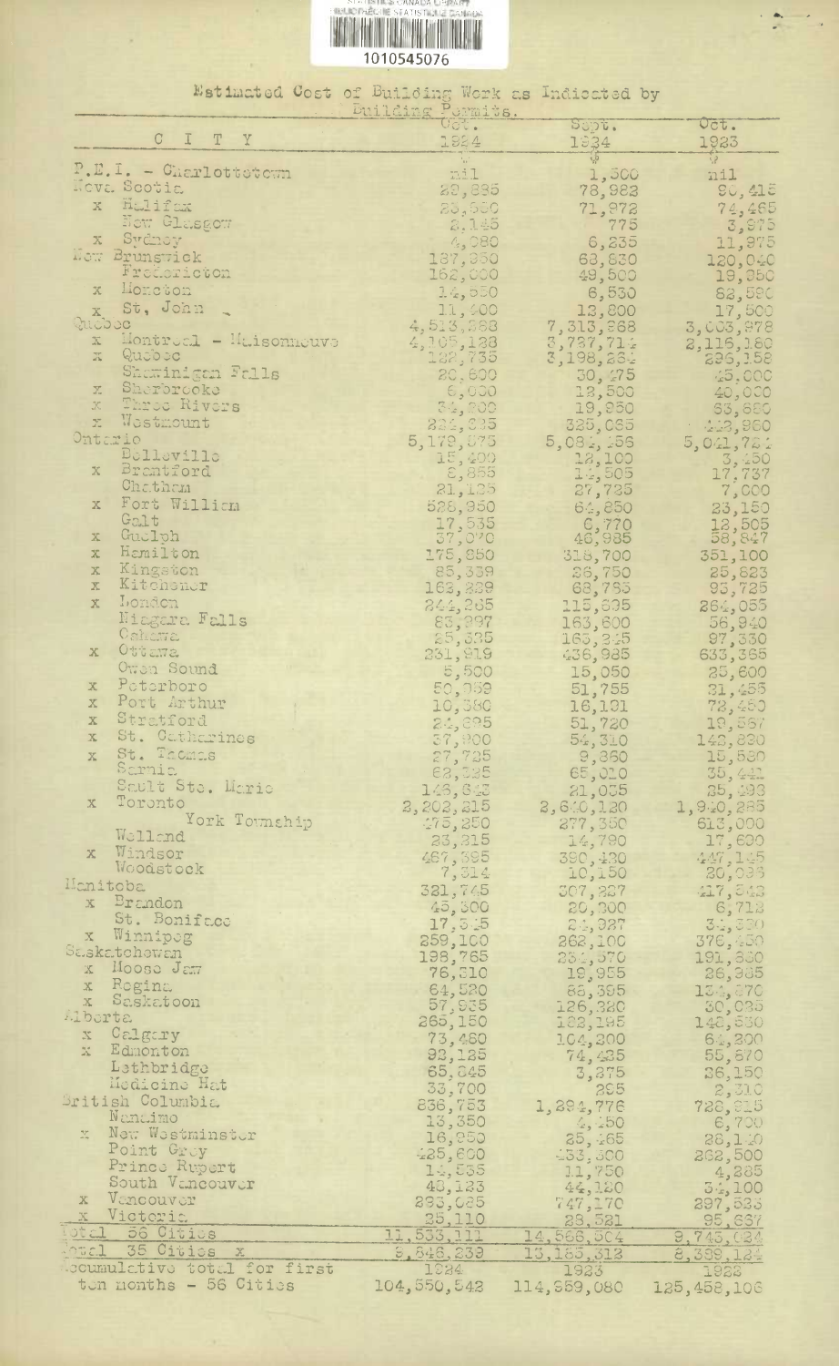Estimated Cost of Building Work as Indicated by Building Permits.

| CITY | Oct. 1924 | Sept. 1924 | Oct. 1923 |
|---|---|---|---|
| P.E.I. - Charlottetown | nil | 1,500 | nil |
| Nova Scotia | 29,835 | 78,982 | 90,415 |
| x Halifax | 23,550 | 71,872 | 74,465 |
| New Glasgow | 2,145 | 775 | 3,975 |
| x Sydney | 4,080 | 6,235 | 11,975 |
| New Brunswick | 187,350 | 68,830 | 120,040 |
| Fredericton | 162,000 | 49,500 | 19,950 |
| x Moncton | 14,550 | 6,530 | 82,590 |
| x St. John | 11,400 | 12,800 | 17,500 |
| Quebec | 4,513,383 | 7,313,368 | 3,003,978 |
| x Montreal - Maisonneuve | 4,105,128 | 3,737,714 | 2,116,180 |
| x Quebec | 122,735 | 3,198,284 | 295,158 |
| Shawinigan Falls | 20,600 | 30,475 | 45,000 |
| x Sherbrooke | 6,050 | 12,500 | 40,000 |
| x Three Rivers | 34,200 | 19,850 | 63,680 |
| x Westmount | 224,335 | 325,065 | 443,960 |
| Ontario | 5,179,075 | 5,084,256 | 5,041,721 |
| Belleville | 15,400 | 18,100 | 3,450 |
| x Brantford | 8,855 | 14,505 | 17,737 |
| Chatham | 21,125 | 27,725 | 7,000 |
| x Fort William | 528,950 | 64,850 | 23,150 |
| Galt | 17,535 | 6,770 | 12,505 |
| x Guelph | 37,070 | 46,985 | 58,847 |
| x Hamilton | 175,850 | 318,700 | 351,100 |
| x Kingston | 85,339 | 26,750 | 25,623 |
| x Kitchener | 162,289 | 68,765 | 93,725 |
| x London | 244,265 | 115,695 | 264,055 |
| Niagara Falls | 83,297 | 163,600 | 56,940 |
| Oshawa | 25,325 | 165,245 | 97,330 |
| x Ottawa | 231,919 | 436,985 | 633,365 |
| Owen Sound | 5,500 | 15,050 | 25,600 |
| x Peterboro | 50,059 | 51,755 | 31,455 |
| x Port Arthur | 10,380 | 16,131 | 72,450 |
| x Stratford | 24,695 | 51,720 | 19,567 |
| x St. Catharines | 37,800 | 54,310 | 142,820 |
| x St. Thomas | 27,725 | 9,860 | 15,530 |
| Sarnia | 62,325 | 65,010 | 35,441 |
| Sault Ste. Marie | 146,843 | 21,035 | 25,298 |
| x Toronto | 2,202,215 | 2,640,120 | 1,940,285 |
| York Township | 475,250 | 277,350 | 613,000 |
| Welland | 23,315 | 14,790 | 17,690 |
| x Windsor | 467,395 | 390,430 | 447,145 |
| Woodstock | 7,314 | 10,150 | 20,036 |
| Manitoba | 321,745 | 307,227 | 417,543 |
| x Brandon | 45,300 | 20,300 | 6,713 |
| St. Boniface | 17,345 | 24,927 | 34,330 |
| x Winnipeg | 259,100 | 262,100 | 376,450 |
| Saskatchewan | 198,765 | 231,570 | 191,330 |
| x Moose Jaw | 76,310 | 19,955 | 26,985 |
| x Regina | 64,520 | 85,395 | 134,270 |
| x Saskatoon | 57,935 | 126,220 | 30,025 |
| Alberta | 265,150 | 182,185 | 148,530 |
| x Calgary | 73,460 | 104,200 | 64,300 |
| x Edmonton | 93,125 | 74,425 | 55,570 |
| Lethbridge | 65,845 | 3,275 | 26,150 |
| Medicine Hat | 33,700 | 295 | 2,310 |
| British Columbia | 836,753 | 1,294,776 | 728,815 |
| Nanaimo | 13,350 | 4,150 | 6,700 |
| x New Westminster | 16,950 | 25,465 | 28,130 |
| Point Grey | 425,600 | 433,300 | 262,500 |
| Prince Rupert | 14,535 | 11,750 | 4,385 |
| South Vancouver | 48,123 | 44,120 | 34,100 |
| x Vancouver | 293,085 | 747,170 | 297,533 |
| x Victoria | 25,110 | 28,521 | 95,667 |
| Total 56 Cities | 11,533,111 | 14,566,504 | 9,743,024 |
| Total 35 Cities x | 9,848,239 | 13,185,312 | 8,399,124 |
| Accumulative total for first ten months - 56 Cities | 1924 104,550,542 | 1923 114,959,080 | 1922 125,458,106 |